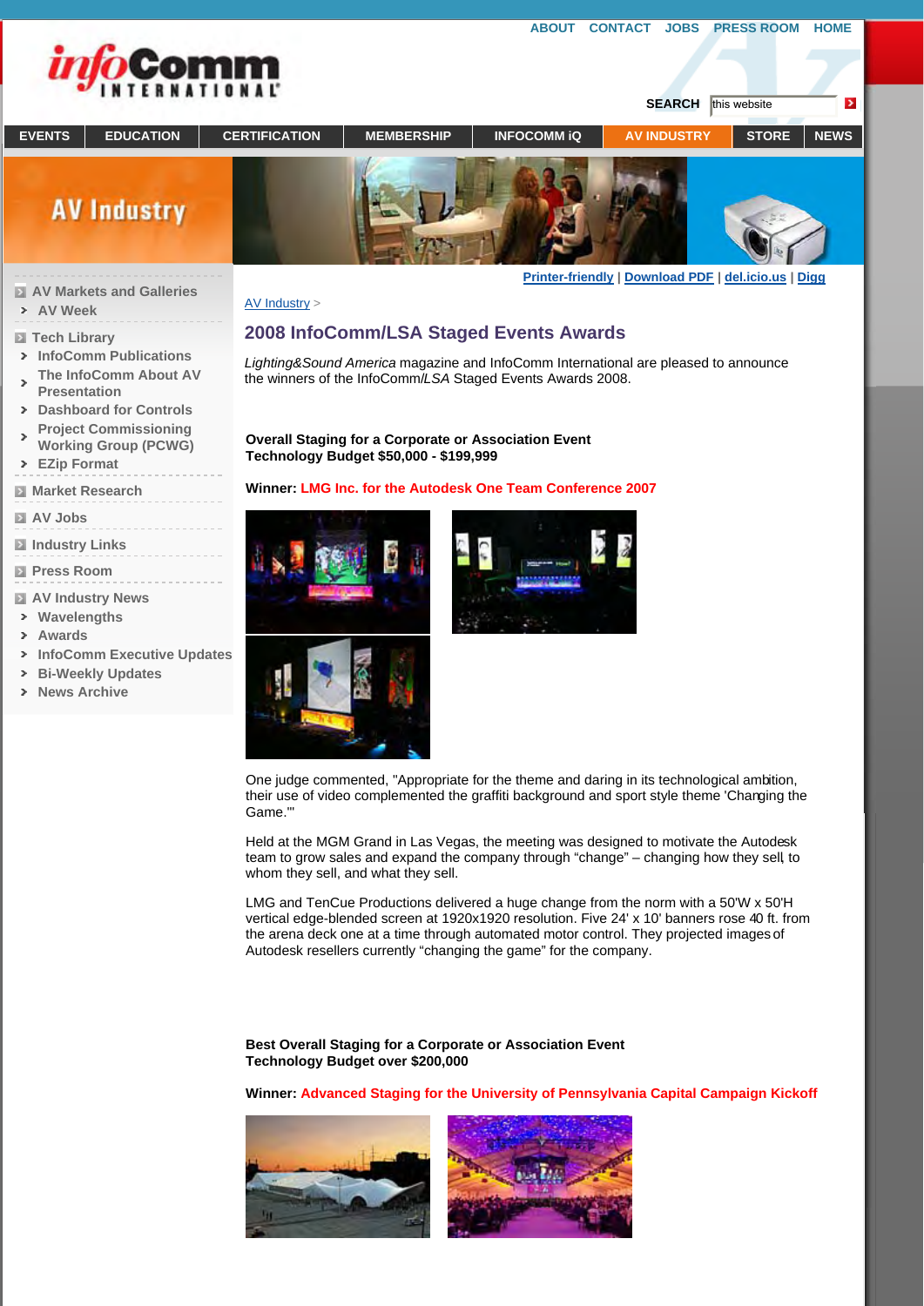ABOUT CONTACT JOBS PRESS ROOM HOME

SEARCH this website

EVENTS | EDUCATION | CERTIFICATION | MEMBERSHIP | INFOCOMM iQ | AV INDUSTRY | STORE | NEWS

AV Industry

- AV Markets and Galleries
  - AV Week
- Tech Library
  - InfoComm Publications
  - The InfoComm About AV Presentation
  - Dashboard for Controls
  - Project Commissioning Working Group (PCWG)
  - EZip Format
- Market Research
- AV Jobs
- Industry Links
- Press Room
- AV Industry News
  - Wavelengths
  - Awards
  - InfoComm Executive Updates
  - Bi-Weekly Updates
  - News Archive

Printer-friendly | Download PDF | del.icio.us | Digg

AV Industry >

# 2008 InfoComm/LSA Staged Events Awards

*Lighting&Sound America* magazine and InfoComm International are pleased to announce the winners of the InfoComm/*LSA* Staged Events Awards 2008.

**Overall Staging for a Corporate or Association Event**
**Technology Budget $50,000 - $199,999**

**Winner: LMG Inc. for the Autodesk One Team Conference 2007**

One judge commented, "Appropriate for the theme and daring in its technological ambition, their use of video complemented the graffiti background and sport style theme 'Changing the Game.'"

Held at the MGM Grand in Las Vegas, the meeting was designed to motivate the Autodesk team to grow sales and expand the company through "change" – changing how they sell, to whom they sell, and what they sell.

LMG and TenCue Productions delivered a huge change from the norm with a 50'W x 50'H vertical edge-blended screen at 1920x1920 resolution. Five 24' x 10' banners rose 40 ft. from the arena deck one at a time through automated motor control. They projected images of Autodesk resellers currently "changing the game" for the company.

**Best Overall Staging for a Corporate or Association Event**
**Technology Budget over $200,000**

**Winner: Advanced Staging for the University of Pennsylvania Capital Campaign Kickoff**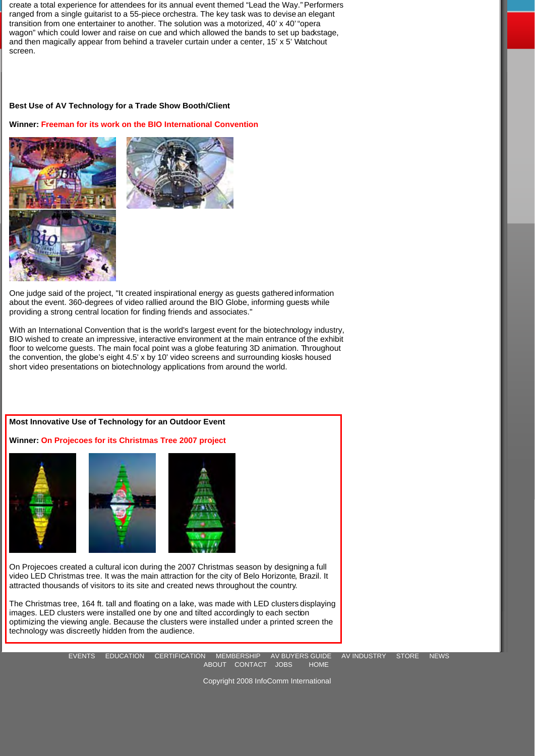create a total experience for attendees for its annual event themed "Lead the Way." Performers ranged from a single guitarist to a 55-piece orchestra. The key task was to devise an elegant transition from one entertainer to another. The solution was a motorized, 40' x 40' "opera wagon" which could lower and raise on cue and which allowed the bands to set up backstage, and then magically appear from behind a traveler curtain under a center, 15' x 5' Watchout screen.

**Best Use of AV Technology for a Trade Show Booth/Client**

**Winner: Freeman for its work on the BIO International Convention**

One judge said of the project, "It created inspirational energy as guests gathered information about the event. 360-degrees of video rallied around the BIO Globe, informing guests while providing a strong central location for finding friends and associates."

With an International Convention that is the world's largest event for the biotechnology industry, BIO wished to create an impressive, interactive environment at the main entrance of the exhibit floor to welcome guests. The main focal point was a globe featuring 3D animation. Throughout the convention, the globe's eight 4.5' x by 10' video screens and surrounding kiosks housed short video presentations on biotechnology applications from around the world.

**Most Innovative Use of Technology for an Outdoor Event**

**Winner: On Projecoes for its Christmas Tree 2007 project**

On Projecoes created a cultural icon during the 2007 Christmas season by designing a full video LED Christmas tree. It was the main attraction for the city of Belo Horizonte, Brazil. It attracted thousands of visitors to its site and created news throughout the country.

The Christmas tree, 164 ft. tall and floating on a lake, was made with LED clusters displaying images. LED clusters were installed one by one and tilted accordingly to each section optimizing the viewing angle. Because the clusters were installed under a printed screen the technology was discreetly hidden from the audience.

EVENTS EDUCATION CERTIFICATION MEMBERSHIP AV BUYERS GUIDE AV INDUSTRY STORE NEWS
ABOUT CONTACT JOBS HOME

Copyright 2008 InfoComm International